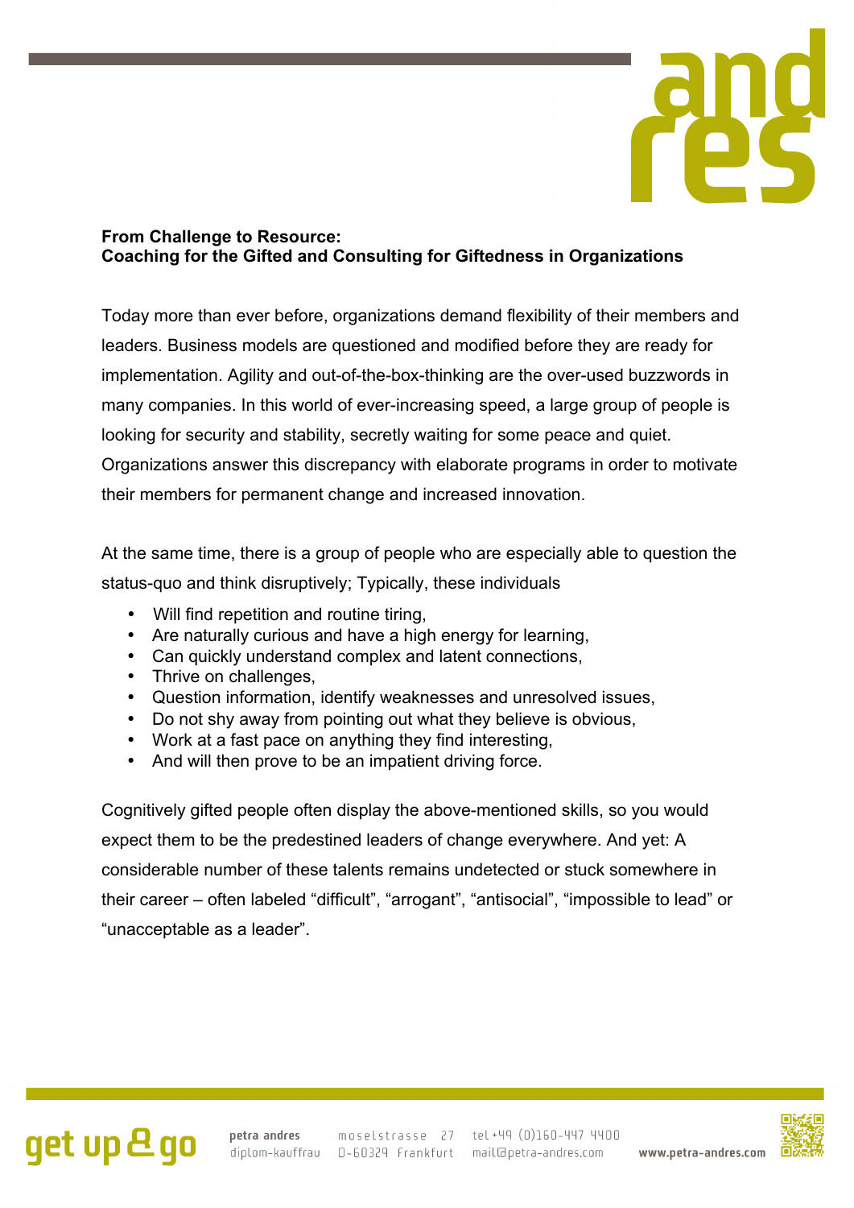**From Challenge to Resource:**
**Coaching for the Gifted and Consulting for Giftedness in Organizations**

Today more than ever before, organizations demand flexibility of their members and leaders. Business models are questioned and modified before they are ready for implementation. Agility and out-of-the-box-thinking are the over-used buzzwords in many companies. In this world of ever-increasing speed, a large group of people is looking for security and stability, secretly waiting for some peace and quiet. Organizations answer this discrepancy with elaborate programs in order to motivate their members for permanent change and increased innovation.

At the same time, there is a group of people who are especially able to question the status-quo and think disruptively; Typically, these individuals

- Will find repetition and routine tiring,
- Are naturally curious and have a high energy for learning,
- Can quickly understand complex and latent connections,
- Thrive on challenges,
- Question information, identify weaknesses and unresolved issues,
- Do not shy away from pointing out what they believe is obvious,
- Work at a fast pace on anything they find interesting,
- And will then prove to be an impatient driving force.

Cognitively gifted people often display the above-mentioned skills, so you would expect them to be the predestined leaders of change everywhere. And yet: A considerable number of these talents remains undetected or stuck somewhere in their career – often labeled "difficult", "arrogant", "antisocial", "impossible to lead" or "unacceptable as a leader".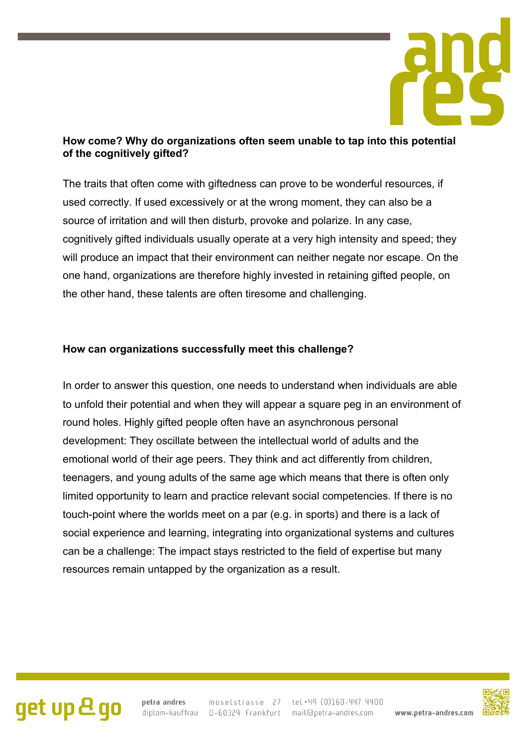**How come? Why do organizations often seem unable to tap into this potential of the cognitively gifted?**

The traits that often come with giftedness can prove to be wonderful resources, if used correctly. If used excessively or at the wrong moment, they can also be a source of irritation and will then disturb, provoke and polarize. In any case, cognitively gifted individuals usually operate at a very high intensity and speed; they will produce an impact that their environment can neither negate nor escape. On the one hand, organizations are therefore highly invested in retaining gifted people, on the other hand, these talents are often tiresome and challenging.

**How can organizations successfully meet this challenge?**

In order to answer this question, one needs to understand when individuals are able to unfold their potential and when they will appear a square peg in an environment of round holes. Highly gifted people often have an asynchronous personal development: They oscillate between the intellectual world of adults and the emotional world of their age peers. They think and act differently from children, teenagers, and young adults of the same age which means that there is often only limited opportunity to learn and practice relevant social competencies. If there is no touch-point where the worlds meet on a par (e.g. in sports) and there is a lack of social experience and learning, integrating into organizational systems and cultures can be a challenge: The impact stays restricted to the field of expertise but many resources remain untapped by the organization as a result.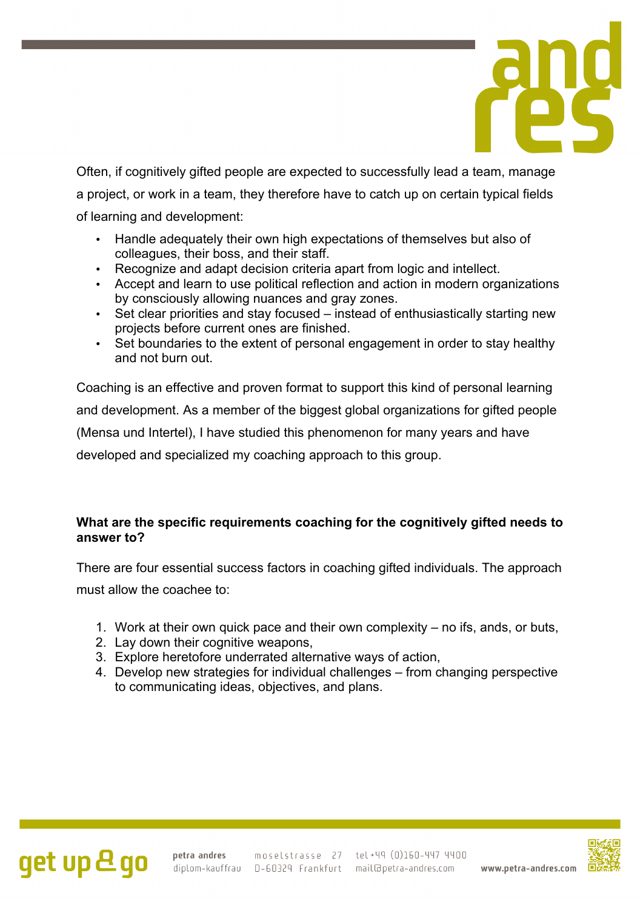Often, if cognitively gifted people are expected to successfully lead a team, manage a project, or work in a team, they therefore have to catch up on certain typical fields of learning and development:

- Handle adequately their own high expectations of themselves but also of colleagues, their boss, and their staff.
- Recognize and adapt decision criteria apart from logic and intellect.
- Accept and learn to use political reflection and action in modern organizations by consciously allowing nuances and gray zones.
- Set clear priorities and stay focused – instead of enthusiastically starting new projects before current ones are finished.
- Set boundaries to the extent of personal engagement in order to stay healthy and not burn out.

Coaching is an effective and proven format to support this kind of personal learning and development. As a member of the biggest global organizations for gifted people (Mensa und Intertel), I have studied this phenomenon for many years and have developed and specialized my coaching approach to this group.

**What are the specific requirements coaching for the cognitively gifted needs to answer to?**

There are four essential success factors in coaching gifted individuals. The approach must allow the coachee to:

1. Work at their own quick pace and their own complexity – no ifs, ands, or buts,
2. Lay down their cognitive weapons,
3. Explore heretofore underrated alternative ways of action,
4. Develop new strategies for individual challenges – from changing perspective to communicating ideas, objectives, and plans.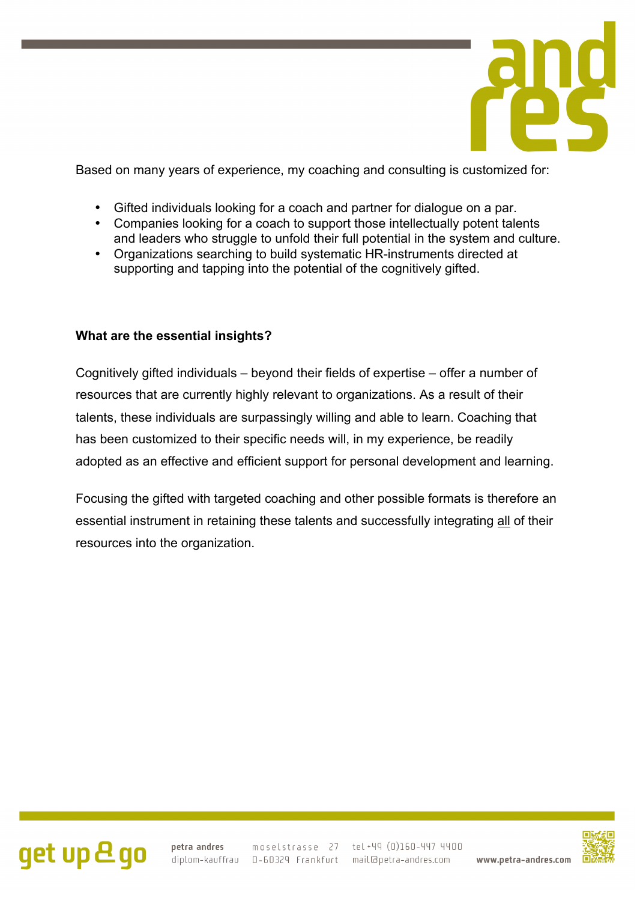Based on many years of experience, my coaching and consulting is customized for:

- Gifted individuals looking for a coach and partner for dialogue on a par.
- Companies looking for a coach to support those intellectually potent talents and leaders who struggle to unfold their full potential in the system and culture.
- Organizations searching to build systematic HR-instruments directed at supporting and tapping into the potential of the cognitively gifted.

**What are the essential insights?**

Cognitively gifted individuals – beyond their fields of expertise – offer a number of resources that are currently highly relevant to organizations. As a result of their talents, these individuals are surpassingly willing and able to learn. Coaching that has been customized to their specific needs will, in my experience, be readily adopted as an effective and efficient support for personal development and learning.

Focusing the gifted with targeted coaching and other possible formats is therefore an essential instrument in retaining these talents and successfully integrating all of their resources into the organization.